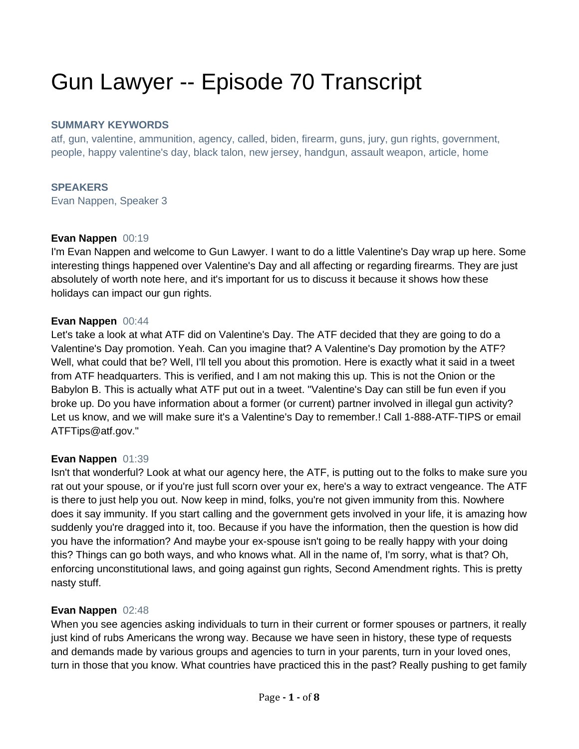# Gun Lawyer -- Episode 70 Transcript

### SUMMARY KEYWORDS

atf, gun, valentine, ammunition, agency, called, biden, firearm, guns, jury, gun rights, government, people, happy valentine's day, black talon, new jersey, handgun, assault weapon, article, home

### SPEAKERS

Evan Nappen, Speaker 3

**Evan Nappen** 00:19

I'm Evan Nappen and welcome to Gun Lawyer. I want to do a little Valentine's Day wrap up here. Some interesting things happened over Valentine's Day and all affecting or regarding firearms. They are just absolutely of worth note here, and it's important for us to discuss it because it shows how these holidays can impact our gun rights.

**Evan Nappen** 00:44

Let's take a look at what ATF did on Valentine's Day. The ATF decided that they are going to do a Valentine's Day promotion. Yeah. Can you imagine that? A Valentine's Day promotion by the ATF? Well, what could that be? Well, I'll tell you about this promotion. Here is exactly what it said in a tweet from ATF headquarters. This is verified, and I am not making this up. This is not the Onion or the Babylon B. This is actually what ATF put out in a tweet. "Valentine's Day can still be fun even if you broke up. Do you have information about a former (or current) partner involved in illegal gun activity? Let us know, and we will make sure it's a Valentine's Day to remember.! Call 1-888-ATF-TIPS or email ATFTips@atf.gov."

**Evan Nappen** 01:39

Isn't that wonderful? Look at what our agency here, the ATF, is putting out to the folks to make sure you rat out your spouse, or if you're just full scorn over your ex, here's a way to extract vengeance. The ATF is there to just help you out. Now keep in mind, folks, you're not given immunity from this. Nowhere does it say immunity. If you start calling and the government gets involved in your life, it is amazing how suddenly you're dragged into it, too. Because if you have the information, then the question is how did you have the information? And maybe your ex-spouse isn't going to be really happy with your doing this? Things can go both ways, and who knows what. All in the name of, I'm sorry, what is that? Oh, enforcing unconstitutional laws, and going against gun rights, Second Amendment rights. This is pretty nasty stuff.

**Evan Nappen** 02:48

When you see agencies asking individuals to turn in their current or former spouses or partners, it really just kind of rubs Americans the wrong way. Because we have seen in history, these type of requests and demands made by various groups and agencies to turn in your parents, turn in your loved ones, turn in those that you know. What countries have practiced this in the past? Really pushing to get family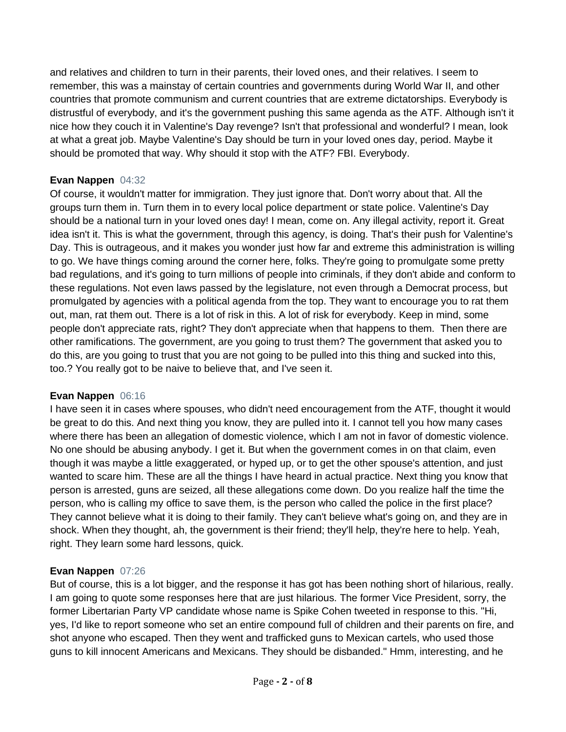and relatives and children to turn in their parents, their loved ones, and their relatives. I seem to remember, this was a mainstay of certain countries and governments during World War II, and other countries that promote communism and current countries that are extreme dictatorships. Everybody is distrustful of everybody, and it's the government pushing this same agenda as the ATF. Although isn't it nice how they couch it in Valentine's Day revenge? Isn't that professional and wonderful? I mean, look at what a great job. Maybe Valentine's Day should be turn in your loved ones day, period. Maybe it should be promoted that way. Why should it stop with the ATF? FBI. Everybody.

**Evan Nappen** 04:32
Of course, it wouldn't matter for immigration. They just ignore that. Don't worry about that. All the groups turn them in. Turn them in to every local police department or state police. Valentine's Day should be a national turn in your loved ones day! I mean, come on. Any illegal activity, report it. Great idea isn't it. This is what the government, through this agency, is doing. That's their push for Valentine's Day. This is outrageous, and it makes you wonder just how far and extreme this administration is willing to go. We have things coming around the corner here, folks. They're going to promulgate some pretty bad regulations, and it's going to turn millions of people into criminals, if they don't abide and conform to these regulations. Not even laws passed by the legislature, not even through a Democrat process, but promulgated by agencies with a political agenda from the top. They want to encourage you to rat them out, man, rat them out. There is a lot of risk in this. A lot of risk for everybody. Keep in mind, some people don't appreciate rats, right? They don't appreciate when that happens to them. Then there are other ramifications. The government, are you going to trust them? The government that asked you to do this, are you going to trust that you are not going to be pulled into this thing and sucked into this, too.? You really got to be naive to believe that, and I've seen it.

**Evan Nappen** 06:16
I have seen it in cases where spouses, who didn't need encouragement from the ATF, thought it would be great to do this. And next thing you know, they are pulled into it. I cannot tell you how many cases where there has been an allegation of domestic violence, which I am not in favor of domestic violence. No one should be abusing anybody. I get it. But when the government comes in on that claim, even though it was maybe a little exaggerated, or hyped up, or to get the other spouse's attention, and just wanted to scare him. These are all the things I have heard in actual practice. Next thing you know that person is arrested, guns are seized, all these allegations come down. Do you realize half the time the person, who is calling my office to save them, is the person who called the police in the first place? They cannot believe what it is doing to their family. They can't believe what's going on, and they are in shock. When they thought, ah, the government is their friend; they'll help, they're here to help. Yeah, right. They learn some hard lessons, quick.

**Evan Nappen** 07:26
But of course, this is a lot bigger, and the response it has got has been nothing short of hilarious, really. I am going to quote some responses here that are just hilarious. The former Vice President, sorry, the former Libertarian Party VP candidate whose name is Spike Cohen tweeted in response to this. "Hi, yes, I'd like to report someone who set an entire compound full of children and their parents on fire, and shot anyone who escaped. Then they went and trafficked guns to Mexican cartels, who used those guns to kill innocent Americans and Mexicans. They should be disbanded." Hmm, interesting, and he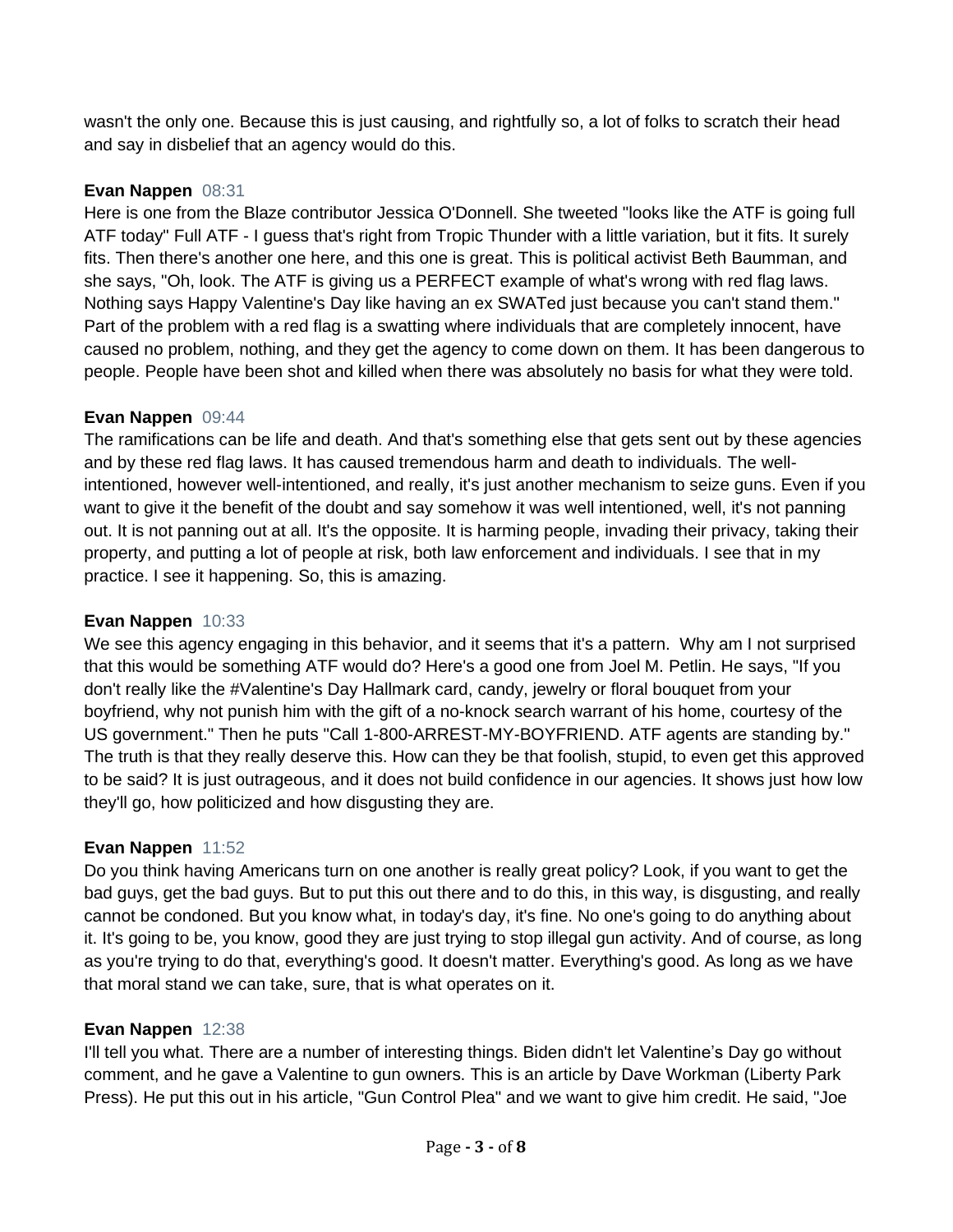wasn't the only one. Because this is just causing, and rightfully so, a lot of folks to scratch their head and say in disbelief that an agency would do this.

**Evan Nappen** 08:31
Here is one from the Blaze contributor Jessica O'Donnell. She tweeted "looks like the ATF is going full ATF today" Full ATF - I guess that's right from Tropic Thunder with a little variation, but it fits. It surely fits. Then there's another one here, and this one is great. This is political activist Beth Baumman, and she says, "Oh, look. The ATF is giving us a PERFECT example of what's wrong with red flag laws. Nothing says Happy Valentine's Day like having an ex SWATed just because you can't stand them." Part of the problem with a red flag is a swatting where individuals that are completely innocent, have caused no problem, nothing, and they get the agency to come down on them. It has been dangerous to people. People have been shot and killed when there was absolutely no basis for what they were told.

**Evan Nappen** 09:44
The ramifications can be life and death. And that's something else that gets sent out by these agencies and by these red flag laws. It has caused tremendous harm and death to individuals. The well-intentioned, however well-intentioned, and really, it's just another mechanism to seize guns. Even if you want to give it the benefit of the doubt and say somehow it was well intentioned, well, it's not panning out. It is not panning out at all. It's the opposite. It is harming people, invading their privacy, taking their property, and putting a lot of people at risk, both law enforcement and individuals. I see that in my practice. I see it happening. So, this is amazing.

**Evan Nappen** 10:33
We see this agency engaging in this behavior, and it seems that it's a pattern. Why am I not surprised that this would be something ATF would do? Here's a good one from Joel M. Petlin. He says, "If you don't really like the #Valentine's Day Hallmark card, candy, jewelry or floral bouquet from your boyfriend, why not punish him with the gift of a no-knock search warrant of his home, courtesy of the US government." Then he puts "Call 1-800-ARREST-MY-BOYFRIEND. ATF agents are standing by." The truth is that they really deserve this. How can they be that foolish, stupid, to even get this approved to be said? It is just outrageous, and it does not build confidence in our agencies. It shows just how low they'll go, how politicized and how disgusting they are.

**Evan Nappen** 11:52
Do you think having Americans turn on one another is really great policy? Look, if you want to get the bad guys, get the bad guys. But to put this out there and to do this, in this way, is disgusting, and really cannot be condoned. But you know what, in today's day, it's fine. No one's going to do anything about it. It's going to be, you know, good they are just trying to stop illegal gun activity. And of course, as long as you're trying to do that, everything's good. It doesn't matter. Everything's good. As long as we have that moral stand we can take, sure, that is what operates on it.

**Evan Nappen** 12:38
I'll tell you what. There are a number of interesting things. Biden didn't let Valentine's Day go without comment, and he gave a Valentine to gun owners. This is an article by Dave Workman (Liberty Park Press). He put this out in his article, "Gun Control Plea" and we want to give him credit. He said, "Joe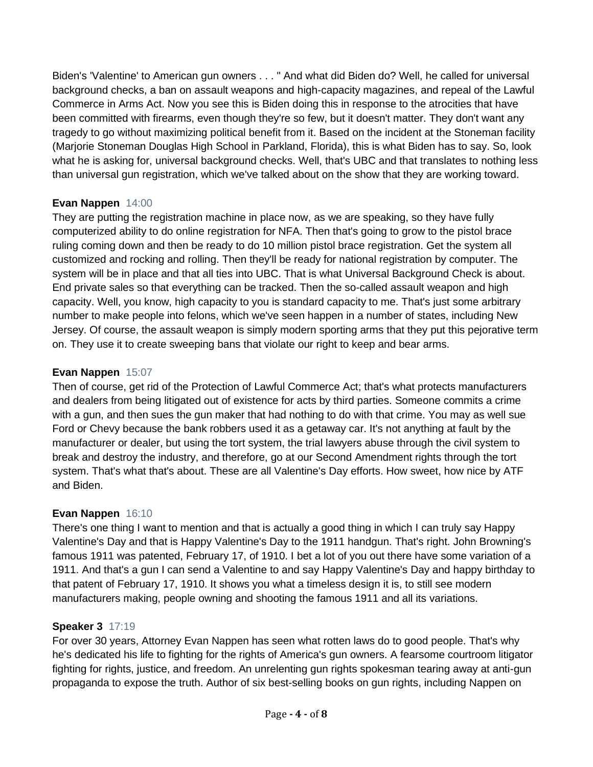Biden's 'Valentine' to American gun owners . . . " And what did Biden do? Well, he called for universal background checks, a ban on assault weapons and high-capacity magazines, and repeal of the Lawful Commerce in Arms Act. Now you see this is Biden doing this in response to the atrocities that have been committed with firearms, even though they're so few, but it doesn't matter. They don't want any tragedy to go without maximizing political benefit from it. Based on the incident at the Stoneman facility (Marjorie Stoneman Douglas High School in Parkland, Florida), this is what Biden has to say. So, look what he is asking for, universal background checks. Well, that's UBC and that translates to nothing less than universal gun registration, which we've talked about on the show that they are working toward.

**Evan Nappen** 14:00
They are putting the registration machine in place now, as we are speaking, so they have fully computerized ability to do online registration for NFA. Then that's going to grow to the pistol brace ruling coming down and then be ready to do 10 million pistol brace registration. Get the system all customized and rocking and rolling. Then they'll be ready for national registration by computer. The system will be in place and that all ties into UBC. That is what Universal Background Check is about. End private sales so that everything can be tracked. Then the so-called assault weapon and high capacity. Well, you know, high capacity to you is standard capacity to me. That's just some arbitrary number to make people into felons, which we've seen happen in a number of states, including New Jersey. Of course, the assault weapon is simply modern sporting arms that they put this pejorative term on. They use it to create sweeping bans that violate our right to keep and bear arms.

**Evan Nappen** 15:07
Then of course, get rid of the Protection of Lawful Commerce Act; that's what protects manufacturers and dealers from being litigated out of existence for acts by third parties. Someone commits a crime with a gun, and then sues the gun maker that had nothing to do with that crime. You may as well sue Ford or Chevy because the bank robbers used it as a getaway car. It's not anything at fault by the manufacturer or dealer, but using the tort system, the trial lawyers abuse through the civil system to break and destroy the industry, and therefore, go at our Second Amendment rights through the tort system. That's what that's about. These are all Valentine's Day efforts. How sweet, how nice by ATF and Biden.

**Evan Nappen** 16:10
There's one thing I want to mention and that is actually a good thing in which I can truly say Happy Valentine's Day and that is Happy Valentine's Day to the 1911 handgun. That's right. John Browning's famous 1911 was patented, February 17, of 1910. I bet a lot of you out there have some variation of a 1911. And that's a gun I can send a Valentine to and say Happy Valentine's Day and happy birthday to that patent of February 17, 1910. It shows you what a timeless design it is, to still see modern manufacturers making, people owning and shooting the famous 1911 and all its variations.

**Speaker 3** 17:19
For over 30 years, Attorney Evan Nappen has seen what rotten laws do to good people. That's why he's dedicated his life to fighting for the rights of America's gun owners. A fearsome courtroom litigator fighting for rights, justice, and freedom. An unrelenting gun rights spokesman tearing away at anti-gun propaganda to expose the truth. Author of six best-selling books on gun rights, including Nappen on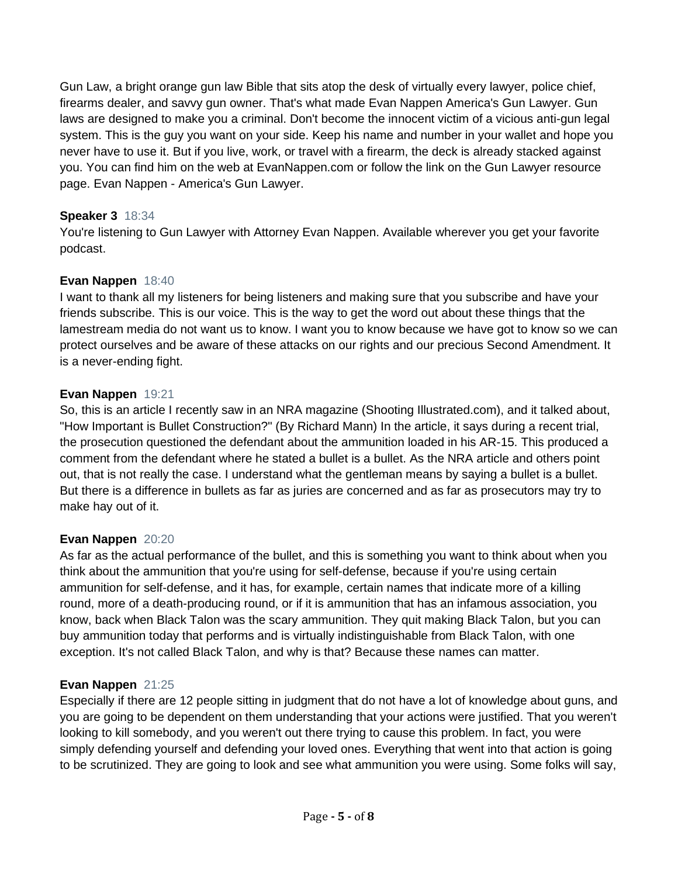Gun Law, a bright orange gun law Bible that sits atop the desk of virtually every lawyer, police chief, firearms dealer, and savvy gun owner. That's what made Evan Nappen America's Gun Lawyer. Gun laws are designed to make you a criminal. Don't become the innocent victim of a vicious anti-gun legal system. This is the guy you want on your side. Keep his name and number in your wallet and hope you never have to use it. But if you live, work, or travel with a firearm, the deck is already stacked against you. You can find him on the web at EvanNappen.com or follow the link on the Gun Lawyer resource page. Evan Nappen - America's Gun Lawyer.

**Speaker 3** 18:34
You're listening to Gun Lawyer with Attorney Evan Nappen. Available wherever you get your favorite podcast.

**Evan Nappen** 18:40
I want to thank all my listeners for being listeners and making sure that you subscribe and have your friends subscribe. This is our voice. This is the way to get the word out about these things that the lamestream media do not want us to know. I want you to know because we have got to know so we can protect ourselves and be aware of these attacks on our rights and our precious Second Amendment. It is a never-ending fight.

**Evan Nappen** 19:21
So, this is an article I recently saw in an NRA magazine (Shooting Illustrated.com), and it talked about, "How Important is Bullet Construction?" (By Richard Mann) In the article, it says during a recent trial, the prosecution questioned the defendant about the ammunition loaded in his AR-15. This produced a comment from the defendant where he stated a bullet is a bullet. As the NRA article and others point out, that is not really the case. I understand what the gentleman means by saying a bullet is a bullet. But there is a difference in bullets as far as juries are concerned and as far as prosecutors may try to make hay out of it.

**Evan Nappen** 20:20
As far as the actual performance of the bullet, and this is something you want to think about when you think about the ammunition that you're using for self-defense, because if you're using certain ammunition for self-defense, and it has, for example, certain names that indicate more of a killing round, more of a death-producing round, or if it is ammunition that has an infamous association, you know, back when Black Talon was the scary ammunition. They quit making Black Talon, but you can buy ammunition today that performs and is virtually indistinguishable from Black Talon, with one exception. It's not called Black Talon, and why is that? Because these names can matter.

**Evan Nappen** 21:25
Especially if there are 12 people sitting in judgment that do not have a lot of knowledge about guns, and you are going to be dependent on them understanding that your actions were justified. That you weren't looking to kill somebody, and you weren't out there trying to cause this problem. In fact, you were simply defending yourself and defending your loved ones. Everything that went into that action is going to be scrutinized. They are going to look and see what ammunition you were using. Some folks will say,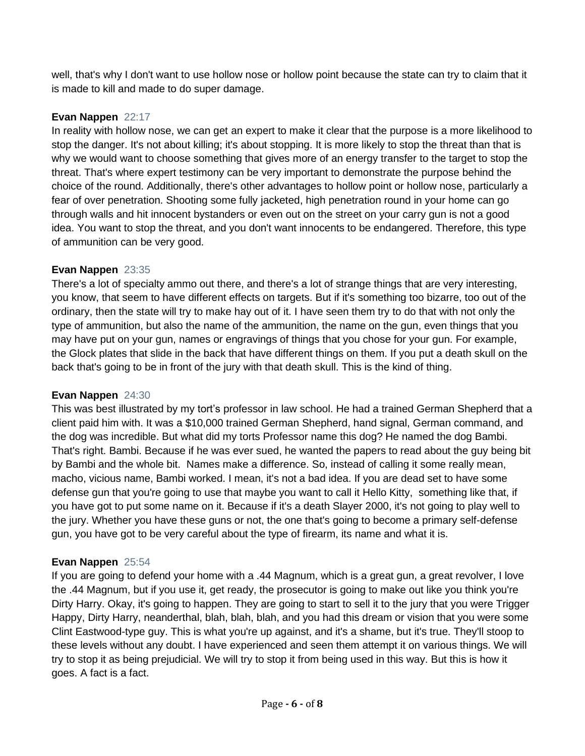well, that's why I don't want to use hollow nose or hollow point because the state can try to claim that it is made to kill and made to do super damage.

**Evan Nappen** 22:17
In reality with hollow nose, we can get an expert to make it clear that the purpose is a more likelihood to stop the danger. It's not about killing; it's about stopping. It is more likely to stop the threat than that is why we would want to choose something that gives more of an energy transfer to the target to stop the threat. That's where expert testimony can be very important to demonstrate the purpose behind the choice of the round. Additionally, there's other advantages to hollow point or hollow nose, particularly a fear of over penetration. Shooting some fully jacketed, high penetration round in your home can go through walls and hit innocent bystanders or even out on the street on your carry gun is not a good idea. You want to stop the threat, and you don't want innocents to be endangered. Therefore, this type of ammunition can be very good.

**Evan Nappen** 23:35
There's a lot of specialty ammo out there, and there's a lot of strange things that are very interesting, you know, that seem to have different effects on targets. But if it's something too bizarre, too out of the ordinary, then the state will try to make hay out of it. I have seen them try to do that with not only the type of ammunition, but also the name of the ammunition, the name on the gun, even things that you may have put on your gun, names or engravings of things that you chose for your gun. For example, the Glock plates that slide in the back that have different things on them. If you put a death skull on the back that's going to be in front of the jury with that death skull. This is the kind of thing.

**Evan Nappen** 24:30
This was best illustrated by my tort's professor in law school. He had a trained German Shepherd that a client paid him with. It was a $10,000 trained German Shepherd, hand signal, German command, and the dog was incredible. But what did my torts Professor name this dog? He named the dog Bambi. That's right. Bambi. Because if he was ever sued, he wanted the papers to read about the guy being bit by Bambi and the whole bit. Names make a difference. So, instead of calling it some really mean, macho, vicious name, Bambi worked. I mean, it's not a bad idea. If you are dead set to have some defense gun that you're going to use that maybe you want to call it Hello Kitty, something like that, if you have got to put some name on it. Because if it's a death Slayer 2000, it's not going to play well to the jury. Whether you have these guns or not, the one that's going to become a primary self-defense gun, you have got to be very careful about the type of firearm, its name and what it is.

**Evan Nappen** 25:54
If you are going to defend your home with a .44 Magnum, which is a great gun, a great revolver, I love the .44 Magnum, but if you use it, get ready, the prosecutor is going to make out like you think you're Dirty Harry. Okay, it's going to happen. They are going to start to sell it to the jury that you were Trigger Happy, Dirty Harry, neanderthal, blah, blah, blah, and you had this dream or vision that you were some Clint Eastwood-type guy. This is what you're up against, and it's a shame, but it's true. They'll stoop to these levels without any doubt. I have experienced and seen them attempt it on various things. We will try to stop it as being prejudicial. We will try to stop it from being used in this way. But this is how it goes. A fact is a fact.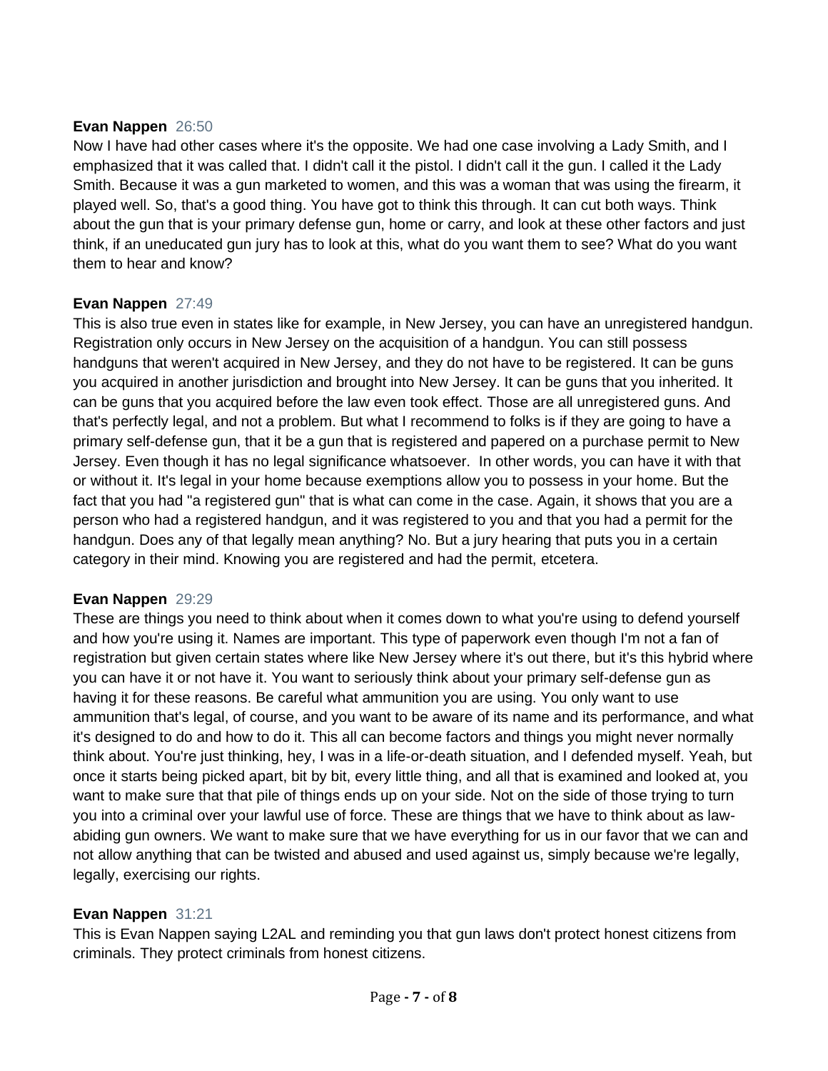**Evan Nappen** 26:50
Now I have had other cases where it's the opposite. We had one case involving a Lady Smith, and I emphasized that it was called that. I didn't call it the pistol. I didn't call it the gun. I called it the Lady Smith. Because it was a gun marketed to women, and this was a woman that was using the firearm, it played well. So, that's a good thing. You have got to think this through. It can cut both ways. Think about the gun that is your primary defense gun, home or carry, and look at these other factors and just think, if an uneducated gun jury has to look at this, what do you want them to see? What do you want them to hear and know?

**Evan Nappen** 27:49
This is also true even in states like for example, in New Jersey, you can have an unregistered handgun. Registration only occurs in New Jersey on the acquisition of a handgun. You can still possess handguns that weren't acquired in New Jersey, and they do not have to be registered. It can be guns you acquired in another jurisdiction and brought into New Jersey. It can be guns that you inherited. It can be guns that you acquired before the law even took effect. Those are all unregistered guns. And that's perfectly legal, and not a problem. But what I recommend to folks is if they are going to have a primary self-defense gun, that it be a gun that is registered and papered on a purchase permit to New Jersey. Even though it has no legal significance whatsoever. In other words, you can have it with that or without it. It's legal in your home because exemptions allow you to possess in your home. But the fact that you had "a registered gun" that is what can come in the case. Again, it shows that you are a person who had a registered handgun, and it was registered to you and that you had a permit for the handgun. Does any of that legally mean anything? No. But a jury hearing that puts you in a certain category in their mind. Knowing you are registered and had the permit, etcetera.

**Evan Nappen** 29:29
These are things you need to think about when it comes down to what you're using to defend yourself and how you're using it. Names are important. This type of paperwork even though I'm not a fan of registration but given certain states where like New Jersey where it's out there, but it's this hybrid where you can have it or not have it. You want to seriously think about your primary self-defense gun as having it for these reasons. Be careful what ammunition you are using. You only want to use ammunition that's legal, of course, and you want to be aware of its name and its performance, and what it's designed to do and how to do it. This all can become factors and things you might never normally think about. You're just thinking, hey, I was in a life-or-death situation, and I defended myself. Yeah, but once it starts being picked apart, bit by bit, every little thing, and all that is examined and looked at, you want to make sure that that pile of things ends up on your side. Not on the side of those trying to turn you into a criminal over your lawful use of force. These are things that we have to think about as law-abiding gun owners. We want to make sure that we have everything for us in our favor that we can and not allow anything that can be twisted and abused and used against us, simply because we're legally, legally, exercising our rights.

**Evan Nappen** 31:21
This is Evan Nappen saying L2AL and reminding you that gun laws don't protect honest citizens from criminals. They protect criminals from honest citizens.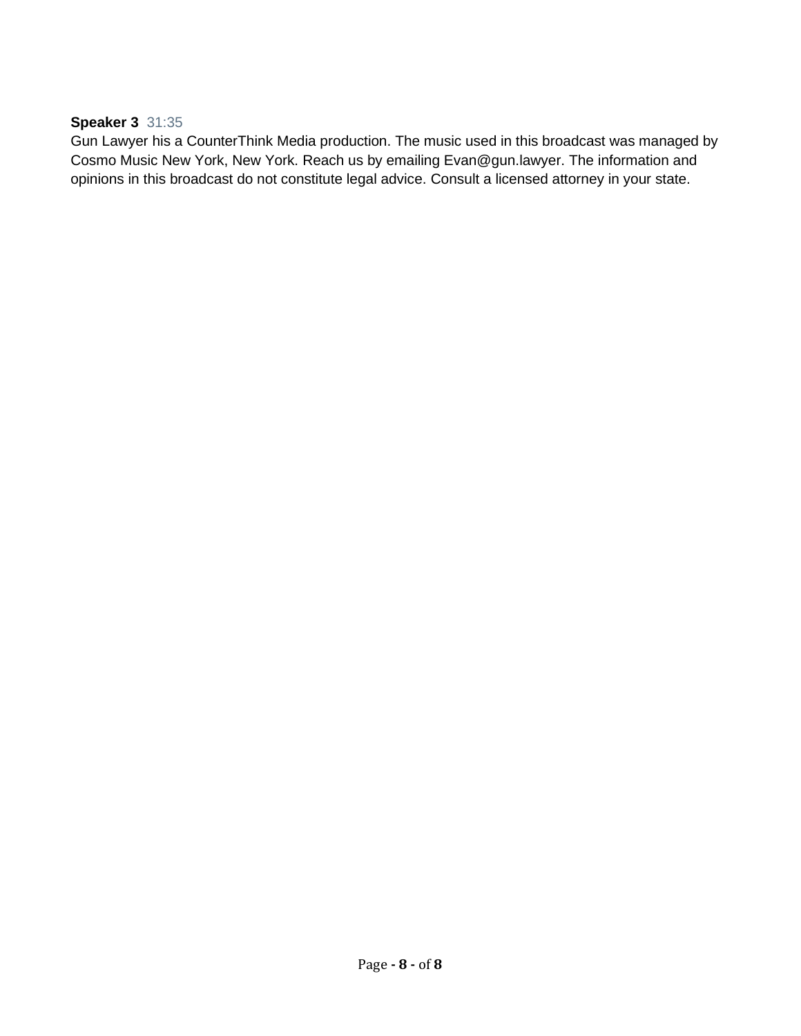**Speaker 3** 31:35
Gun Lawyer his a CounterThink Media production. The music used in this broadcast was managed by Cosmo Music New York, New York. Reach us by emailing Evan@gun.lawyer. The information and opinions in this broadcast do not constitute legal advice. Consult a licensed attorney in your state.